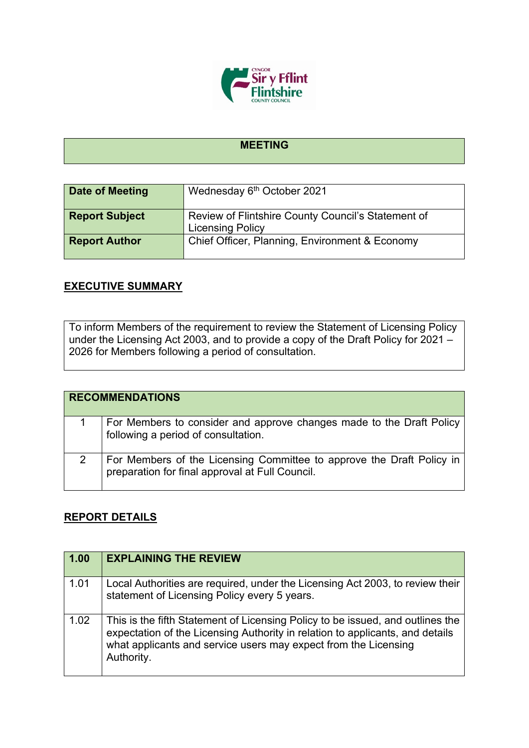# MEETING

| Date of Meeting | Wednesday 6th October 2021 |
|---|---|
| Report Subject | Review of Flintshire County Council's Statement of Licensing Policy |
| Report Author | Chief Officer, Planning, Environment & Economy |

## EXECUTIVE SUMMARY

To inform Members of the requirement to review the Statement of Licensing Policy under the Licensing Act 2003, and to provide a copy of the Draft Policy for 2021 – 2026 for Members following a period of consultation.

| RECOMMENDATIONS | |
|---|---|
| 1 | For Members to consider and approve changes made to the Draft Policy following a period of consultation. |
| 2 | For Members of the Licensing Committee to approve the Draft Policy in preparation for final approval at Full Council. |

## REPORT DETAILS

| 1.00 | EXPLAINING THE REVIEW |
|---|---|
| 1.01 | Local Authorities are required, under the Licensing Act 2003, to review their statement of Licensing Policy every 5 years. |
| 1.02 | This is the fifth Statement of Licensing Policy to be issued, and outlines the expectation of the Licensing Authority in relation to applicants, and details what applicants and service users may expect from the Licensing Authority. |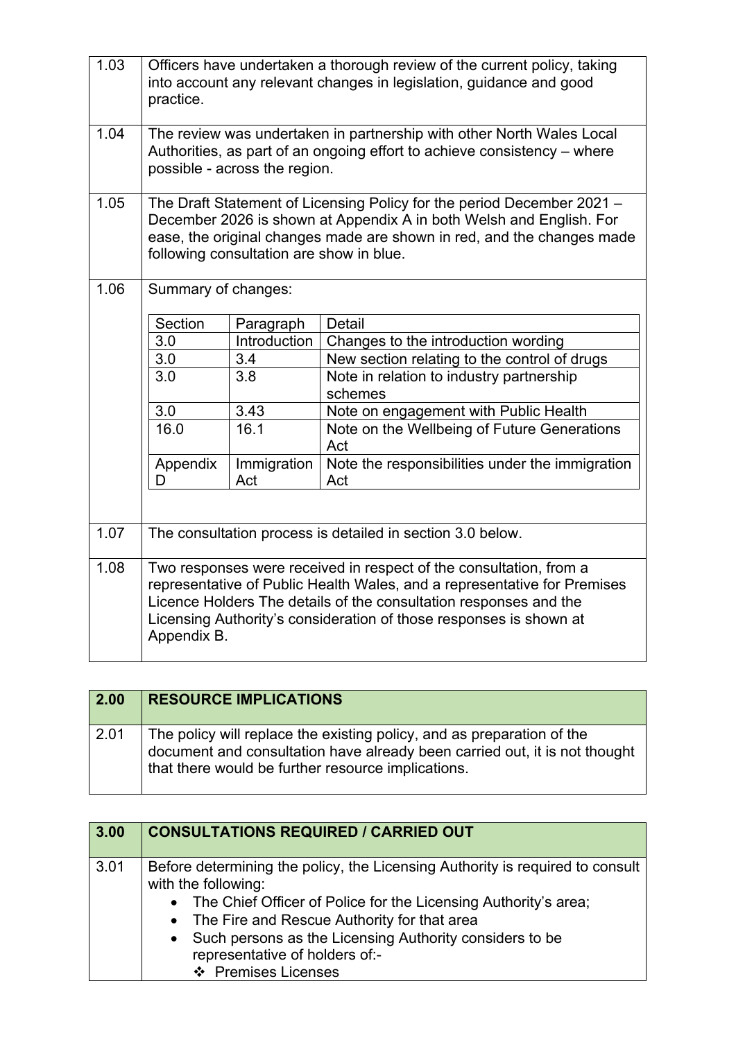| | |
|---|---|
| 1.03 | Officers have undertaken a thorough review of the current policy, taking into account any relevant changes in legislation, guidance and good practice. |
| 1.04 | The review was undertaken in partnership with other North Wales Local Authorities, as part of an ongoing effort to achieve consistency – where possible - across the region. |
| 1.05 | The Draft Statement of Licensing Policy for the period December 2021 – December 2026 is shown at Appendix A in both Welsh and English. For ease, the original changes made are shown in red, and the changes made following consultation are show in blue. |
| 1.06 | Summary of changes: |
| 1.07 | The consultation process is detailed in section 3.0 below. |
| 1.08 | Two responses were received in respect of the consultation, from a representative of Public Health Wales, and a representative for Premises Licence Holders The details of the consultation responses and the Licensing Authority's consideration of those responses is shown at Appendix B. |

Summary of changes (1.06):

| Section | Paragraph | Detail |
|---|---|---|
| 3.0 | Introduction | Changes to the introduction wording |
| 3.0 | 3.4 | New section relating to the control of drugs |
| 3.0 | 3.8 | Note in relation to industry partnership schemes |
| 3.0 | 3.43 | Note on engagement with Public Health |
| 16.0 | 16.1 | Note on the Wellbeing of Future Generations Act |
| Appendix D | Immigration Act | Note the responsibilities under the immigration Act |

| 2.00 | RESOURCE IMPLICATIONS |
|---|---|
| 2.01 | The policy will replace the existing policy, and as preparation of the document and consultation have already been carried out, it is not thought that there would be further resource implications. |

| 3.00 | CONSULTATIONS REQUIRED / CARRIED OUT |
|---|---|
| 3.01 | Before determining the policy, the Licensing Authority is required to consult with the following:<br>• The Chief Officer of Police for the Licensing Authority's area;<br>• The Fire and Rescue Authority for that area<br>• Such persons as the Licensing Authority considers to be representative of holders of:-<br>❖ Premises Licenses |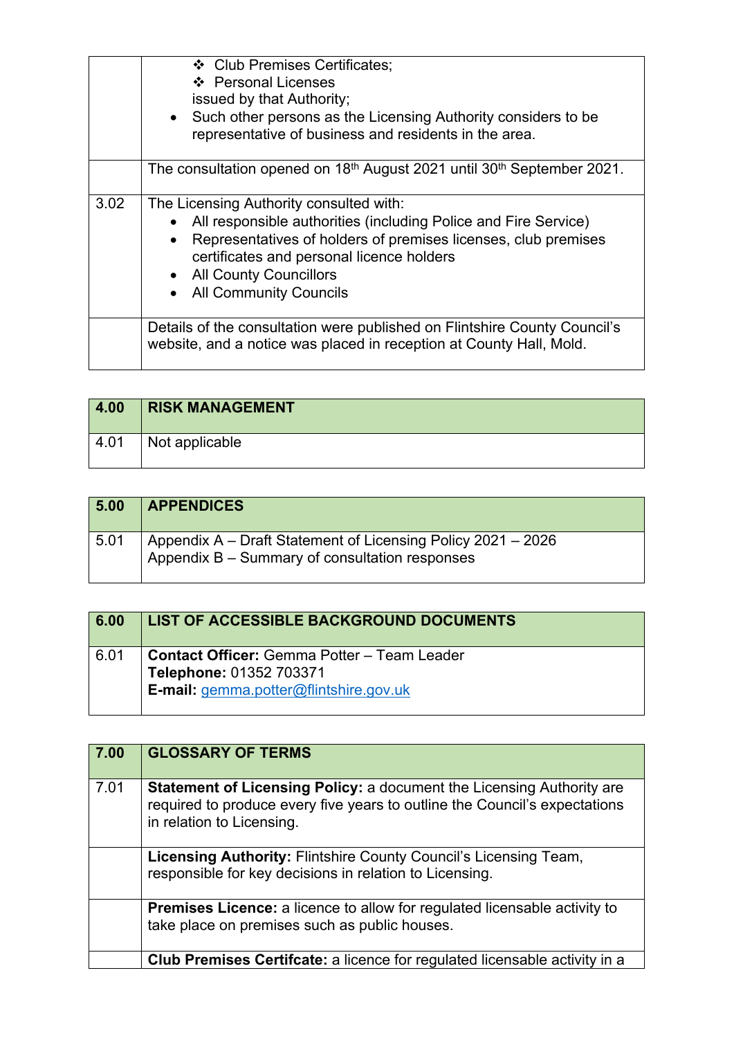| | |
|---|---|
| | ❖ Club Premises Certificates;<br>❖ Personal Licenses<br>issued by that Authority;<br>• Such other persons as the Licensing Authority considers to be representative of business and residents in the area. |
| | The consultation opened on 18th August 2021 until 30th September 2021. |
| 3.02 | The Licensing Authority consulted with:<br>• All responsible authorities (including Police and Fire Service)<br>• Representatives of holders of premises licenses, club premises certificates and personal licence holders<br>• All County Councillors<br>• All Community Councils |
| | Details of the consultation were published on Flintshire County Council's website, and a notice was placed in reception at County Hall, Mold. |

| 4.00 | RISK MANAGEMENT |
|---|---|
| 4.01 | Not applicable |

| 5.00 | APPENDICES |
|---|---|
| 5.01 | Appendix A – Draft Statement of Licensing Policy 2021 – 2026<br>Appendix B – Summary of consultation responses |

| 6.00 | LIST OF ACCESSIBLE BACKGROUND DOCUMENTS |
|---|---|
| 6.01 | **Contact Officer:** Gemma Potter – Team Leader<br>**Telephone:** 01352 703371<br>**E-mail:** gemma.potter@flintshire.gov.uk |

| 7.00 | GLOSSARY OF TERMS |
|---|---|
| 7.01 | **Statement of Licensing Policy:** a document the Licensing Authority are required to produce every five years to outline the Council's expectations in relation to Licensing. |
| | **Licensing Authority:** Flintshire County Council's Licensing Team, responsible for key decisions in relation to Licensing. |
| | **Premises Licence:** a licence to allow for regulated licensable activity to take place on premises such as public houses. |
| | **Club Premises Certifcate:** a licence for regulated licensable activity in a |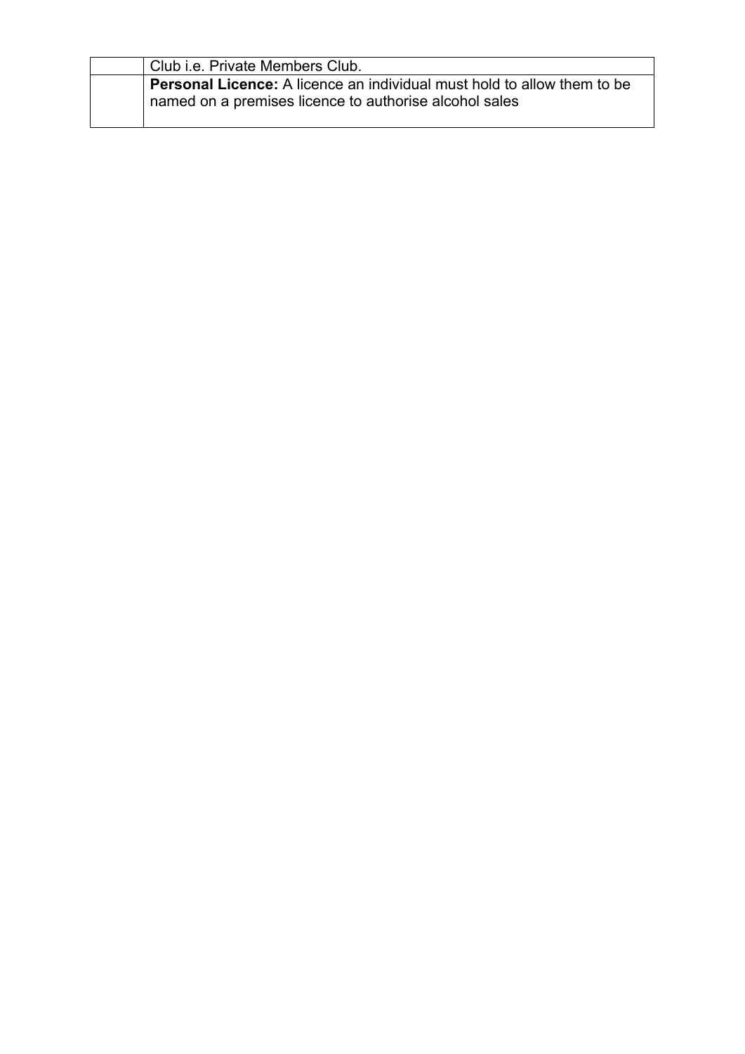| | |
|---|---|
| | Club i.e. Private Members Club. |
| | **Personal Licence:** A licence an individual must hold to allow them to be named on a premises licence to authorise alcohol sales |